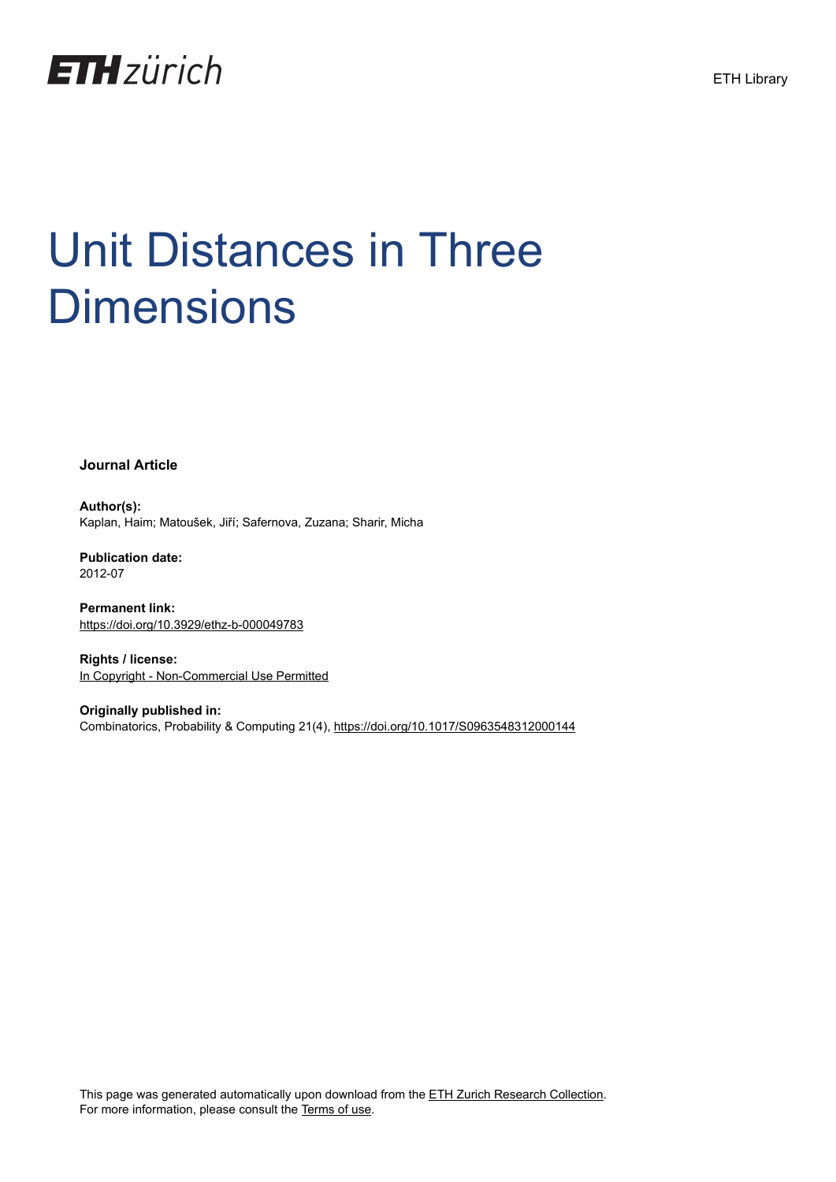ETH zürich

ETH Library

# Unit Distances in Three Dimensions

**Journal Article**

**Author(s):**
Kaplan, Haim; Matoušek, Jiří; Safernova, Zuzana; Sharir, Micha

**Publication date:**
2012-07

**Permanent link:**
https://doi.org/10.3929/ethz-b-000049783

**Rights / license:**
In Copyright - Non-Commercial Use Permitted

**Originally published in:**
Combinatorics, Probability & Computing 21(4), https://doi.org/10.1017/S0963548312000144

This page was generated automatically upon download from the ETH Zurich Research Collection.
For more information, please consult the Terms of use.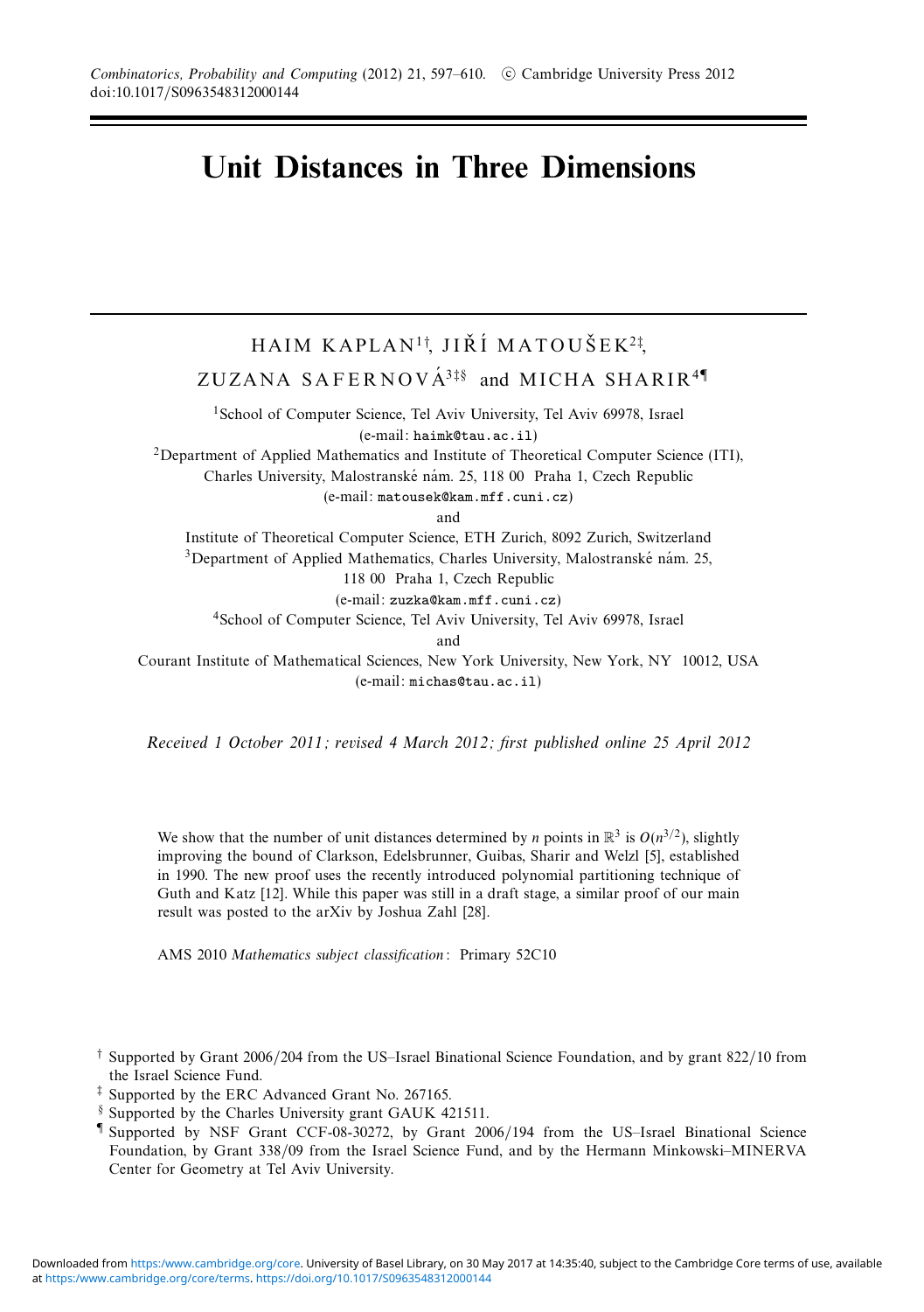# Unit Distances in Three Dimensions

HAIM KAPLAN[1†], JIŘÍ MATOUŠEK[2‡], ZUZANA SAFERNOVÁ[3‡§] and MICHA SHARIR[4¶]

[1]School of Computer Science, Tel Aviv University, Tel Aviv 69978, Israel
(e-mail: haimk@tau.ac.il)

[2]Department of Applied Mathematics and Institute of Theoretical Computer Science (ITI), Charles University, Malostranské nám. 25, 118 00 Praha 1, Czech Republic
(e-mail: matousek@kam.mff.cuni.cz)

and

Institute of Theoretical Computer Science, ETH Zurich, 8092 Zurich, Switzerland

[3]Department of Applied Mathematics, Charles University, Malostranské nám. 25, 118 00 Praha 1, Czech Republic
(e-mail: zuzka@kam.mff.cuni.cz)

[4]School of Computer Science, Tel Aviv University, Tel Aviv 69978, Israel

and

Courant Institute of Mathematical Sciences, New York University, New York, NY 10012, USA
(e-mail: michas@tau.ac.il)

*Received 1 October 2011; revised 4 March 2012; first published online 25 April 2012*

We show that the number of unit distances determined by $n$ points in $\mathbb{R}^3$ is $O(n^{3/2})$, slightly improving the bound of Clarkson, Edelsbrunner, Guibas, Sharir and Welzl [5], established in 1990. The new proof uses the recently introduced polynomial partitioning technique of Guth and Katz [12]. While this paper was still in a draft stage, a similar proof of our main result was posted to the arXiv by Joshua Zahl [28].

AMS 2010 *Mathematics subject classification*: Primary 52C10

[†] Supported by Grant 2006/204 from the US–Israel Binational Science Foundation, and by grant 822/10 from the Israel Science Fund.

[‡] Supported by the ERC Advanced Grant No. 267165.

[§] Supported by the Charles University grant GAUK 421511.

[¶] Supported by NSF Grant CCF-08-30272, by Grant 2006/194 from the US–Israel Binational Science Foundation, by Grant 338/09 from the Israel Science Fund, and by the Hermann Minkowski–MINERVA Center for Geometry at Tel Aviv University.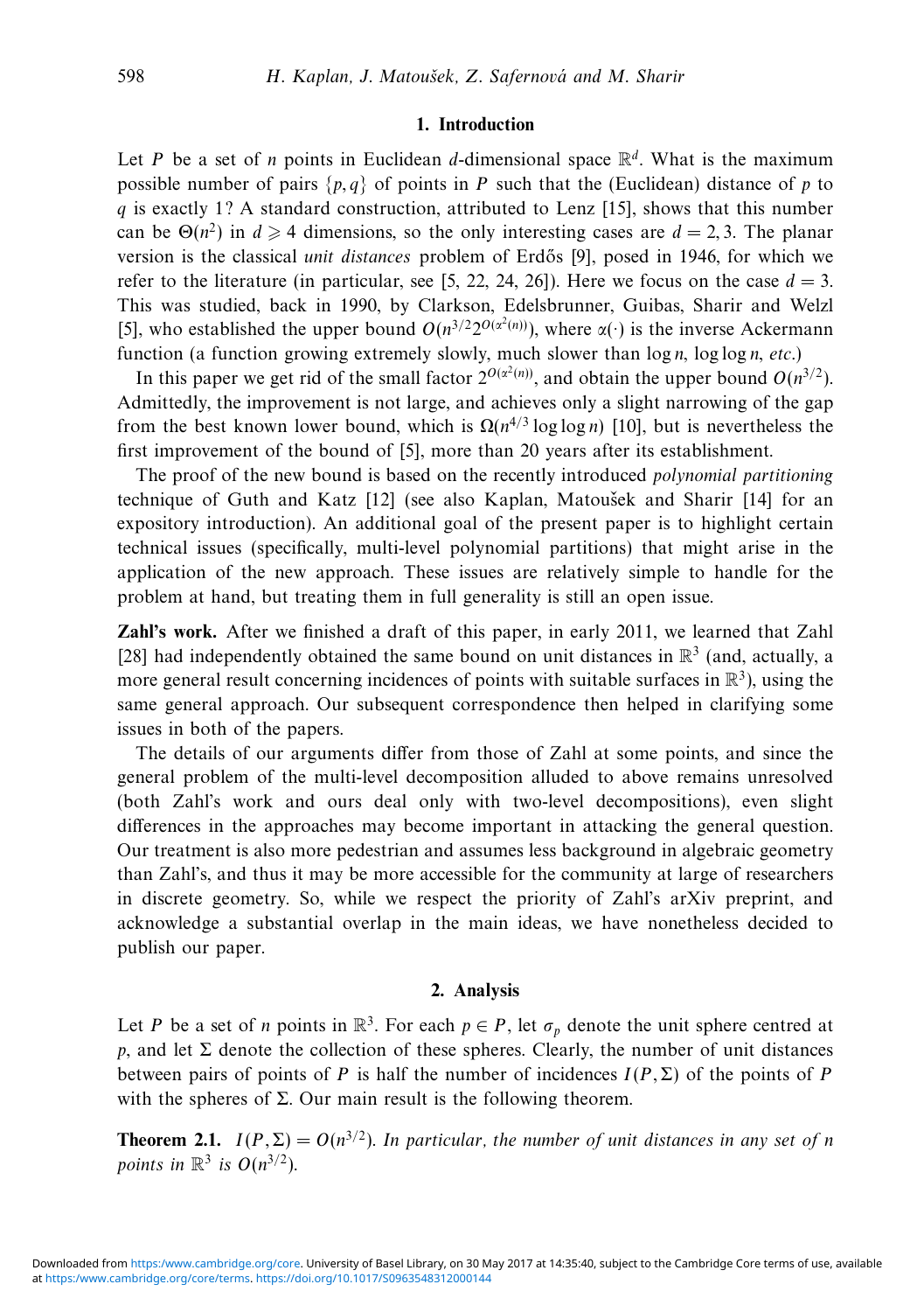## 1. Introduction

Let $P$ be a set of $n$ points in Euclidean $d$-dimensional space $\mathbb{R}^d$. What is the maximum possible number of pairs $\{p, q\}$ of points in $P$ such that the (Euclidean) distance of $p$ to $q$ is exactly 1? A standard construction, attributed to Lenz [15], shows that this number can be $\Theta(n^2)$ in $d \geqslant 4$ dimensions, so the only interesting cases are $d = 2, 3$. The planar version is the classical *unit distances* problem of Erdős [9], posed in 1946, for which we refer to the literature (in particular, see [5, 22, 24, 26]). Here we focus on the case $d = 3$. This was studied, back in 1990, by Clarkson, Edelsbrunner, Guibas, Sharir and Welzl [5], who established the upper bound $O(n^{3/2}2^{O(\alpha^2(n))})$, where $\alpha(\cdot)$ is the inverse Ackermann function (a function growing extremely slowly, much slower than $\log n$, $\log\log n$, *etc.*)

In this paper we get rid of the small factor $2^{O(\alpha^2(n))}$, and obtain the upper bound $O(n^{3/2})$. Admittedly, the improvement is not large, and achieves only a slight narrowing of the gap from the best known lower bound, which is $\Omega(n^{4/3}\log\log n)$ [10], but is nevertheless the first improvement of the bound of [5], more than 20 years after its establishment.

The proof of the new bound is based on the recently introduced *polynomial partitioning* technique of Guth and Katz [12] (see also Kaplan, Matoušek and Sharir [14] for an expository introduction). An additional goal of the present paper is to highlight certain technical issues (specifically, multi-level polynomial partitions) that might arise in the application of the new approach. These issues are relatively simple to handle for the problem at hand, but treating them in full generality is still an open issue.

**Zahl's work.** After we finished a draft of this paper, in early 2011, we learned that Zahl [28] had independently obtained the same bound on unit distances in $\mathbb{R}^3$ (and, actually, a more general result concerning incidences of points with suitable surfaces in $\mathbb{R}^3$), using the same general approach. Our subsequent correspondence then helped in clarifying some issues in both of the papers.

The details of our arguments differ from those of Zahl at some points, and since the general problem of the multi-level decomposition alluded to above remains unresolved (both Zahl's work and ours deal only with two-level decompositions), even slight differences in the approaches may become important in attacking the general question. Our treatment is also more pedestrian and assumes less background in algebraic geometry than Zahl's, and thus it may be more accessible for the community at large of researchers in discrete geometry. So, while we respect the priority of Zahl's arXiv preprint, and acknowledge a substantial overlap in the main ideas, we have nonetheless decided to publish our paper.

## 2. Analysis

Let $P$ be a set of $n$ points in $\mathbb{R}^3$. For each $p \in P$, let $\sigma_p$ denote the unit sphere centred at $p$, and let $\Sigma$ denote the collection of these spheres. Clearly, the number of unit distances between pairs of points of $P$ is half the number of incidences $I(P, \Sigma)$ of the points of $P$ with the spheres of $\Sigma$. Our main result is the following theorem.

**Theorem 2.1.** *$I(P, \Sigma) = O(n^{3/2})$. In particular, the number of unit distances in any set of $n$ points in $\mathbb{R}^3$ is $O(n^{3/2})$.*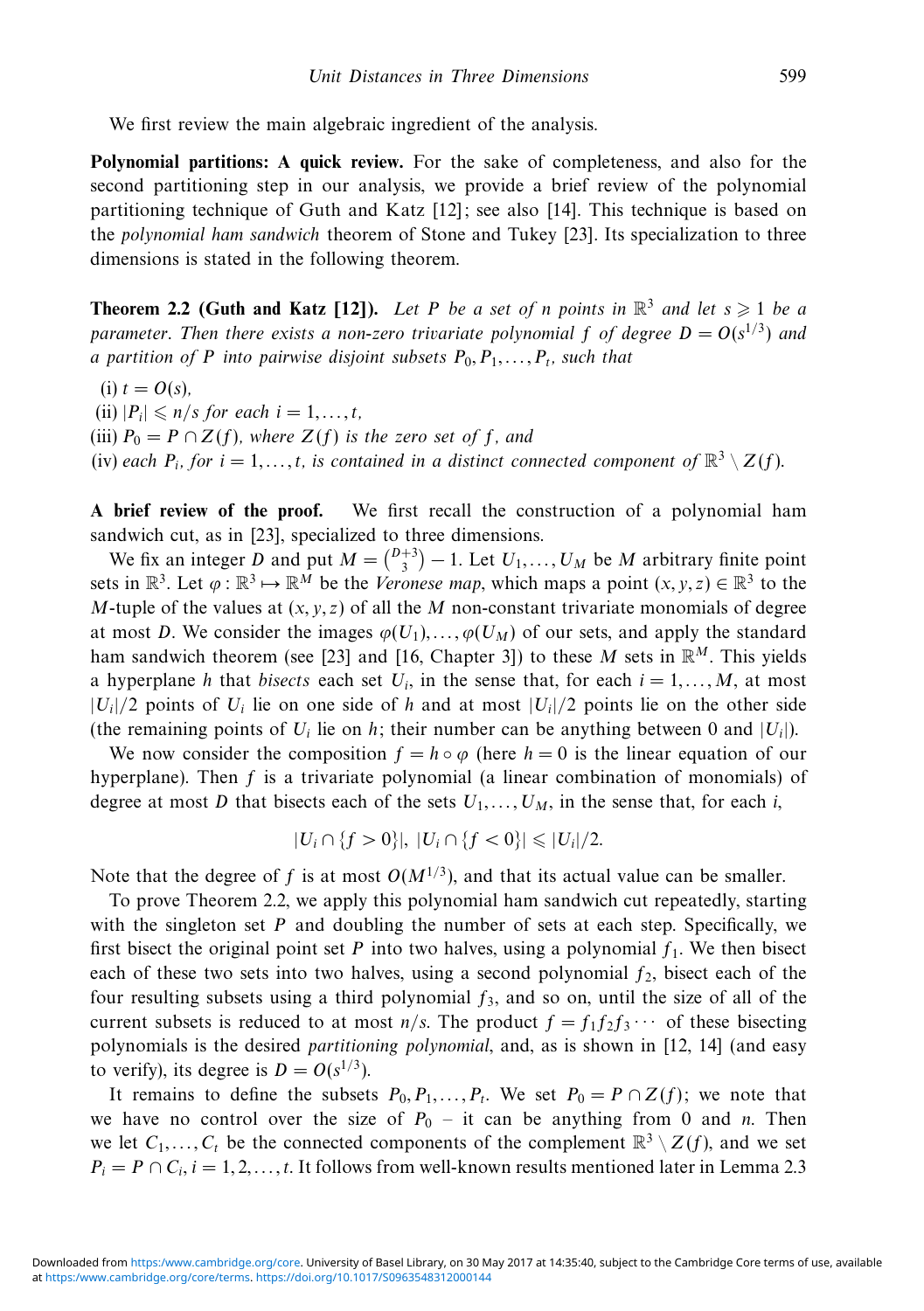We first review the main algebraic ingredient of the analysis.

**Polynomial partitions: A quick review.** For the sake of completeness, and also for the second partitioning step in our analysis, we provide a brief review of the polynomial partitioning technique of Guth and Katz [12]; see also [14]. This technique is based on the *polynomial ham sandwich* theorem of Stone and Tukey [23]. Its specialization to three dimensions is stated in the following theorem.

**Theorem 2.2 (Guth and Katz [12]).** *Let $P$ be a set of $n$ points in $\mathbb{R}^3$ and let $s \geqslant 1$ be a parameter. Then there exists a non-zero trivariate polynomial $f$ of degree $D = O(s^{1/3})$ and a partition of $P$ into pairwise disjoint subsets $P_0, P_1, \ldots, P_t$, such that*

(i) $t = O(s)$,
(ii) $|P_i| \leqslant n/s$ *for each* $i = 1, \ldots, t$,
(iii) $P_0 = P \cap Z(f)$, *where $Z(f)$ is the zero set of $f$, and*
(iv) *each $P_i$, for $i = 1, \ldots, t$, is contained in a distinct connected component of $\mathbb{R}^3 \setminus Z(f)$.*

**A brief review of the proof.** We first recall the construction of a polynomial ham sandwich cut, as in [23], specialized to three dimensions.

We fix an integer $D$ and put $M = \binom{D+3}{3} - 1$. Let $U_1, \ldots, U_M$ be $M$ arbitrary finite point sets in $\mathbb{R}^3$. Let $\varphi : \mathbb{R}^3 \mapsto \mathbb{R}^M$ be the *Veronese map*, which maps a point $(x, y, z) \in \mathbb{R}^3$ to the $M$-tuple of the values at $(x, y, z)$ of all the $M$ non-constant trivariate monomials of degree at most $D$. We consider the images $\varphi(U_1), \ldots, \varphi(U_M)$ of our sets, and apply the standard ham sandwich theorem (see [23] and [16, Chapter 3]) to these $M$ sets in $\mathbb{R}^M$. This yields a hyperplane $h$ that *bisects* each set $U_i$, in the sense that, for each $i = 1, \ldots, M$, at most $|U_i|/2$ points of $U_i$ lie on one side of $h$ and at most $|U_i|/2$ points lie on the other side (the remaining points of $U_i$ lie on $h$; their number can be anything between 0 and $|U_i|$).

We now consider the composition $f = h \circ \varphi$ (here $h = 0$ is the linear equation of our hyperplane). Then $f$ is a trivariate polynomial (a linear combination of monomials) of degree at most $D$ that bisects each of the sets $U_1, \ldots, U_M$, in the sense that, for each $i$,

$$|U_i \cap \{f > 0\}|,\ |U_i \cap \{f < 0\}| \leqslant |U_i|/2.$$

Note that the degree of $f$ is at most $O(M^{1/3})$, and that its actual value can be smaller.

To prove Theorem 2.2, we apply this polynomial ham sandwich cut repeatedly, starting with the singleton set $P$ and doubling the number of sets at each step. Specifically, we first bisect the original point set $P$ into two halves, using a polynomial $f_1$. We then bisect each of these two sets into two halves, using a second polynomial $f_2$, bisect each of the four resulting subsets using a third polynomial $f_3$, and so on, until the size of all of the current subsets is reduced to at most $n/s$. The product $f = f_1 f_2 f_3 \cdots$ of these bisecting polynomials is the desired *partitioning polynomial*, and, as is shown in [12, 14] (and easy to verify), its degree is $D = O(s^{1/3})$.

It remains to define the subsets $P_0, P_1, \ldots, P_t$. We set $P_0 = P \cap Z(f)$; we note that we have no control over the size of $P_0$ – it can be anything from 0 and $n$. Then we let $C_1, \ldots, C_t$ be the connected components of the complement $\mathbb{R}^3 \setminus Z(f)$, and we set $P_i = P \cap C_i$, $i = 1, 2, \ldots, t$. It follows from well-known results mentioned later in Lemma 2.3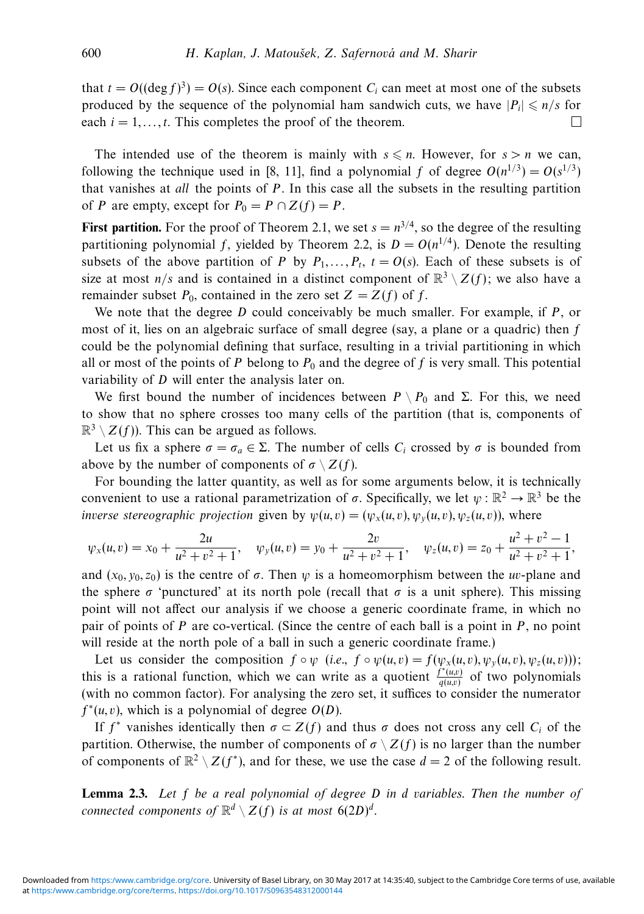that $t = O((\deg f)^3) = O(s)$. Since each component $C_i$ can meet at most one of the subsets produced by the sequence of the polynomial ham sandwich cuts, we have $|P_i| \leqslant n/s$ for each $i = 1, \ldots, t$. This completes the proof of the theorem. $\square$

The intended use of the theorem is mainly with $s \leqslant n$. However, for $s > n$ we can, following the technique used in [8, 11], find a polynomial $f$ of degree $O(n^{1/3}) = O(s^{1/3})$ that vanishes at *all* the points of $P$. In this case all the subsets in the resulting partition of $P$ are empty, except for $P_0 = P \cap Z(f) = P$.

**First partition.** For the proof of Theorem 2.1, we set $s = n^{3/4}$, so the degree of the resulting partitioning polynomial $f$, yielded by Theorem 2.2, is $D = O(n^{1/4})$. Denote the resulting subsets of the above partition of $P$ by $P_1, \ldots, P_t$, $t = O(s)$. Each of these subsets is of size at most $n/s$ and is contained in a distinct component of $\mathbb{R}^3 \setminus Z(f)$; we also have a remainder subset $P_0$, contained in the zero set $Z = Z(f)$ of $f$.

We note that the degree $D$ could conceivably be much smaller. For example, if $P$, or most of it, lies on an algebraic surface of small degree (say, a plane or a quadric) then $f$ could be the polynomial defining that surface, resulting in a trivial partitioning in which all or most of the points of $P$ belong to $P_0$ and the degree of $f$ is very small. This potential variability of $D$ will enter the analysis later on.

We first bound the number of incidences between $P \setminus P_0$ and $\Sigma$. For this, we need to show that no sphere crosses too many cells of the partition (that is, components of $\mathbb{R}^3 \setminus Z(f)$). This can be argued as follows.

Let us fix a sphere $\sigma = \sigma_a \in \Sigma$. The number of cells $C_i$ crossed by $\sigma$ is bounded from above by the number of components of $\sigma \setminus Z(f)$.

For bounding the latter quantity, as well as for some arguments below, it is technically convenient to use a rational parametrization of $\sigma$. Specifically, we let $\psi : \mathbb{R}^2 \to \mathbb{R}^3$ be the *inverse stereographic projection* given by $\psi(u, v) = (\psi_x(u, v), \psi_y(u, v), \psi_z(u, v))$, where

$$\psi_x(u, v) = x_0 + \frac{2u}{u^2 + v^2 + 1}, \quad \psi_y(u, v) = y_0 + \frac{2v}{u^2 + v^2 + 1}, \quad \psi_z(u, v) = z_0 + \frac{u^2 + v^2 - 1}{u^2 + v^2 + 1},$$

and $(x_0, y_0, z_0)$ is the centre of $\sigma$. Then $\psi$ is a homeomorphism between the $uv$-plane and the sphere $\sigma$ 'punctured' at its north pole (recall that $\sigma$ is a unit sphere). This missing point will not affect our analysis if we choose a generic coordinate frame, in which no pair of points of $P$ are co-vertical. (Since the centre of each ball is a point in $P$, no point will reside at the north pole of a ball in such a generic coordinate frame.)

Let us consider the composition $f \circ \psi$ (*i.e.*, $f \circ \psi(u, v) = f(\psi_x(u, v), \psi_y(u, v), \psi_z(u, v))$); this is a rational function, which we can write as a quotient $\frac{f^*(u,v)}{q(u,v)}$ of two polynomials (with no common factor). For analysing the zero set, it suffices to consider the numerator $f^*(u, v)$, which is a polynomial of degree $O(D)$.

If $f^*$ vanishes identically then $\sigma \subset Z(f)$ and thus $\sigma$ does not cross any cell $C_i$ of the partition. Otherwise, the number of components of $\sigma \setminus Z(f)$ is no larger than the number of components of $\mathbb{R}^2 \setminus Z(f^*)$, and for these, we use the case $d = 2$ of the following result.

**Lemma 2.3.** *Let $f$ be a real polynomial of degree $D$ in $d$ variables. Then the number of connected components of $\mathbb{R}^d \setminus Z(f)$ is at most $6(2D)^d$.*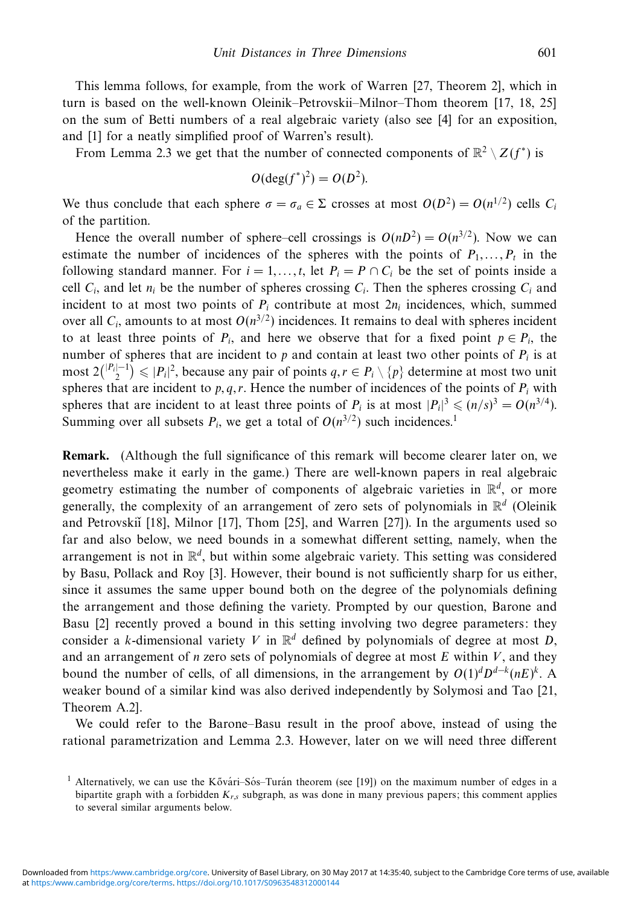This lemma follows, for example, from the work of Warren [27, Theorem 2], which in turn is based on the well-known Oleinik–Petrovskii–Milnor–Thom theorem [17, 18, 25] on the sum of Betti numbers of a real algebraic variety (also see [4] for an exposition, and [1] for a neatly simplified proof of Warren's result).

From Lemma 2.3 we get that the number of connected components of $\mathbb{R}^2 \setminus Z(f^*)$ is

$$O(\deg(f^*)^2) = O(D^2).$$

We thus conclude that each sphere $\sigma = \sigma_a \in \Sigma$ crosses at most $O(D^2) = O(n^{1/2})$ cells $C_i$ of the partition.

Hence the overall number of sphere–cell crossings is $O(nD^2) = O(n^{3/2})$. Now we can estimate the number of incidences of the spheres with the points of $P_1, \ldots, P_t$ in the following standard manner. For $i = 1, \ldots, t$, let $P_i = P \cap C_i$ be the set of points inside a cell $C_i$, and let $n_i$ be the number of spheres crossing $C_i$. Then the spheres crossing $C_i$ and incident to at most two points of $P_i$ contribute at most $2n_i$ incidences, which, summed over all $C_i$, amounts to at most $O(n^{3/2})$ incidences. It remains to deal with spheres incident to at least three points of $P_i$, and here we observe that for a fixed point $p \in P_i$, the number of spheres that are incident to $p$ and contain at least two other points of $P_i$ is at most $2\binom{|P_i|-1}{2} \leqslant |P_i|^2$, because any pair of points $q, r \in P_i \setminus \{p\}$ determine at most two unit spheres that are incident to $p, q, r$. Hence the number of incidences of the points of $P_i$ with spheres that are incident to at least three points of $P_i$ is at most $|P_i|^3 \leqslant (n/s)^3 = O(n^{3/4})$. Summing over all subsets $P_i$, we get a total of $O(n^{3/2})$ such incidences.[1]

**Remark.** (Although the full significance of this remark will become clearer later on, we nevertheless make it early in the game.) There are well-known papers in real algebraic geometry estimating the number of components of algebraic varieties in $\mathbb{R}^d$, or more generally, the complexity of an arrangement of zero sets of polynomials in $\mathbb{R}^d$ (Oleinik and Petrovskiĭ [18], Milnor [17], Thom [25], and Warren [27]). In the arguments used so far and also below, we need bounds in a somewhat different setting, namely, when the arrangement is not in $\mathbb{R}^d$, but within some algebraic variety. This setting was considered by Basu, Pollack and Roy [3]. However, their bound is not sufficiently sharp for us either, since it assumes the same upper bound both on the degree of the polynomials defining the arrangement and those defining the variety. Prompted by our question, Barone and Basu [2] recently proved a bound in this setting involving two degree parameters: they consider a $k$-dimensional variety $V$ in $\mathbb{R}^d$ defined by polynomials of degree at most $D$, and an arrangement of $n$ zero sets of polynomials of degree at most $E$ within $V$, and they bound the number of cells, of all dimensions, in the arrangement by $O(1)^d D^{d-k}(nE)^k$. A weaker bound of a similar kind was also derived independently by Solymosi and Tao [21, Theorem A.2].

We could refer to the Barone–Basu result in the proof above, instead of using the rational parametrization and Lemma 2.3. However, later on we will need three different

[1] Alternatively, we can use the Kővári–Sós–Turán theorem (see [19]) on the maximum number of edges in a bipartite graph with a forbidden $K_{r,s}$ subgraph, as was done in many previous papers; this comment applies to several similar arguments below.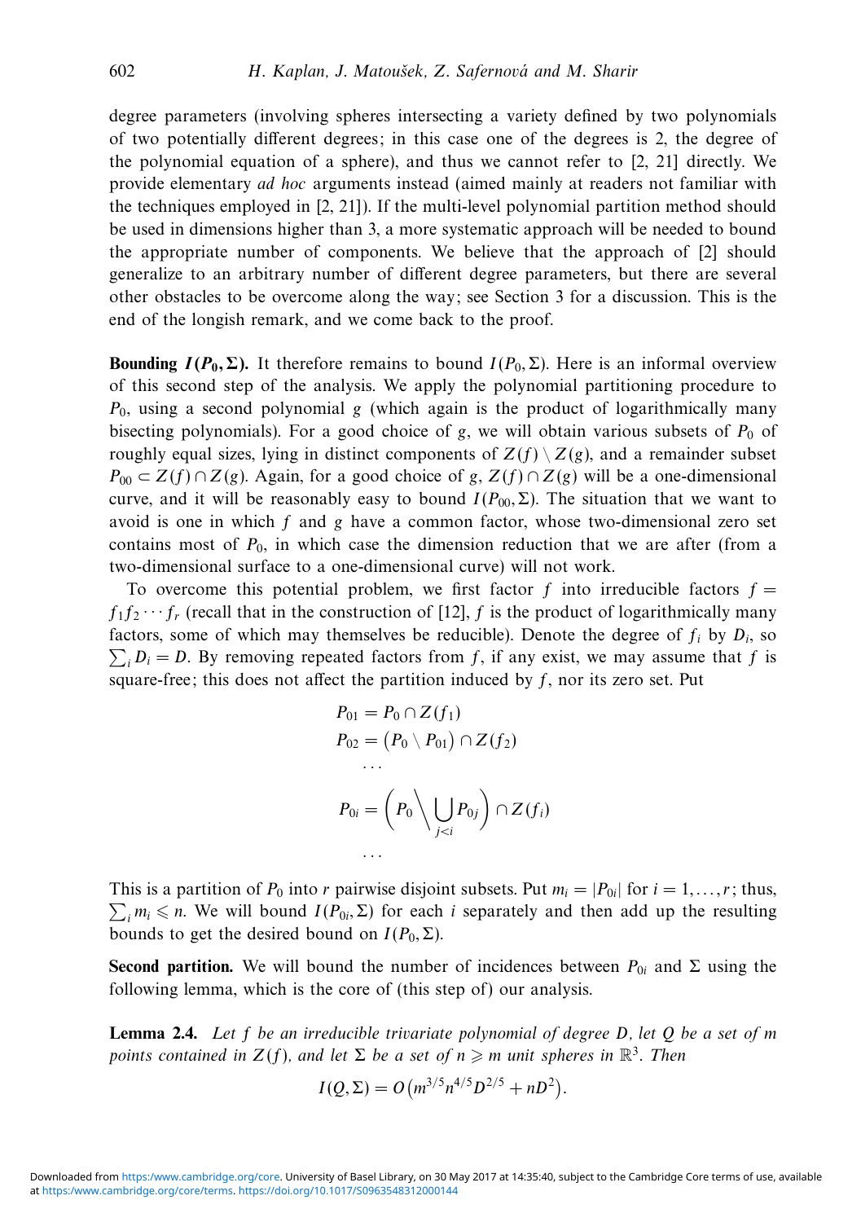degree parameters (involving spheres intersecting a variety defined by two polynomials of two potentially different degrees; in this case one of the degrees is 2, the degree of the polynomial equation of a sphere), and thus we cannot refer to [2, 21] directly. We provide elementary *ad hoc* arguments instead (aimed mainly at readers not familiar with the techniques employed in [2, 21]). If the multi-level polynomial partition method should be used in dimensions higher than 3, a more systematic approach will be needed to bound the appropriate number of components. We believe that the approach of [2] should generalize to an arbitrary number of different degree parameters, but there are several other obstacles to be overcome along the way; see Section 3 for a discussion. This is the end of the longish remark, and we come back to the proof.

**Bounding $I(P_0, \Sigma)$.** It therefore remains to bound $I(P_0, \Sigma)$. Here is an informal overview of this second step of the analysis. We apply the polynomial partitioning procedure to $P_0$, using a second polynomial $g$ (which again is the product of logarithmically many bisecting polynomials). For a good choice of $g$, we will obtain various subsets of $P_0$ of roughly equal sizes, lying in distinct components of $Z(f) \setminus Z(g)$, and a remainder subset $P_{00} \subset Z(f) \cap Z(g)$. Again, for a good choice of $g$, $Z(f) \cap Z(g)$ will be a one-dimensional curve, and it will be reasonably easy to bound $I(P_{00}, \Sigma)$. The situation that we want to avoid is one in which $f$ and $g$ have a common factor, whose two-dimensional zero set contains most of $P_0$, in which case the dimension reduction that we are after (from a two-dimensional surface to a one-dimensional curve) will not work.

To overcome this potential problem, we first factor $f$ into irreducible factors $f = f_1 f_2 \cdots f_r$ (recall that in the construction of [12], $f$ is the product of logarithmically many factors, some of which may themselves be reducible). Denote the degree of $f_i$ by $D_i$, so $\sum_i D_i = D$. By removing repeated factors from $f$, if any exist, we may assume that $f$ is square-free; this does not affect the partition induced by $f$, nor its zero set. Put

$$
\begin{aligned}
P_{01} &= P_0 \cap Z(f_1) \\
P_{02} &= \left(P_0 \setminus P_{01}\right) \cap Z(f_2) \\
&\cdots \\
P_{0i} &= \left(P_0 \Big\backslash \bigcup_{j<i} P_{0j}\right) \cap Z(f_i) \\
&\cdots
\end{aligned}
$$

This is a partition of $P_0$ into $r$ pairwise disjoint subsets. Put $m_i = |P_{0i}|$ for $i = 1, \ldots, r$; thus, $\sum_i m_i \leqslant n$. We will bound $I(P_{0i}, \Sigma)$ for each $i$ separately and then add up the resulting bounds to get the desired bound on $I(P_0, \Sigma)$.

**Second partition.** We will bound the number of incidences between $P_{0i}$ and $\Sigma$ using the following lemma, which is the core of (this step of) our analysis.

**Lemma 2.4.** *Let $f$ be an irreducible trivariate polynomial of degree $D$, let $Q$ be a set of $m$ points contained in $Z(f)$, and let $\Sigma$ be a set of $n \geqslant m$ unit spheres in $\mathbb{R}^3$. Then*

$$
I(Q, \Sigma) = O\left(m^{3/5} n^{4/5} D^{2/5} + nD^2\right).
$$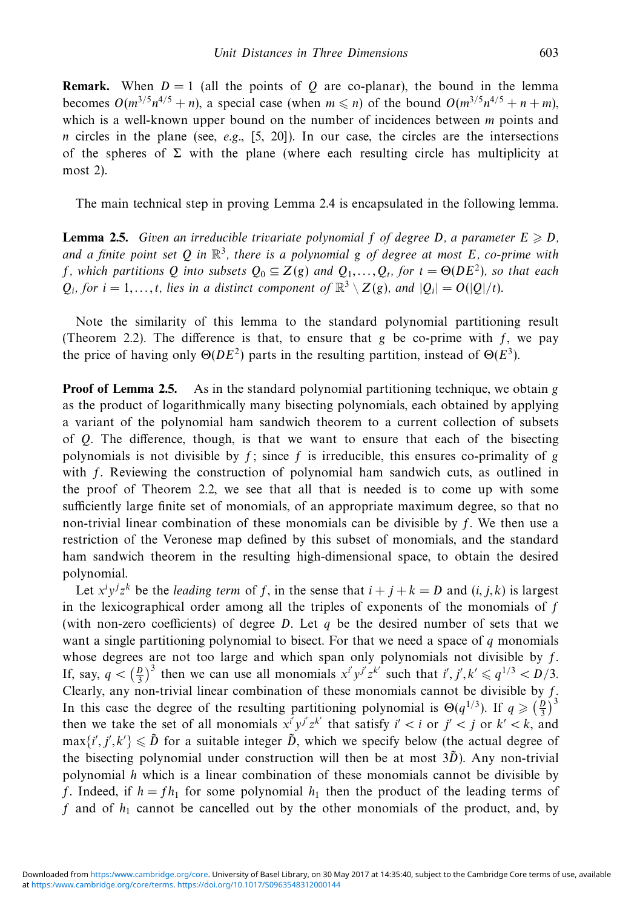**Remark.** When $D = 1$ (all the points of $Q$ are co-planar), the bound in the lemma becomes $O(m^{3/5}n^{4/5} + n)$, a special case (when $m \leqslant n$) of the bound $O(m^{3/5}n^{4/5} + n + m)$, which is a well-known upper bound on the number of incidences between $m$ points and $n$ circles in the plane (see, *e.g.*, [5, 20]). In our case, the circles are the intersections of the spheres of $\Sigma$ with the plane (where each resulting circle has multiplicity at most 2).

The main technical step in proving Lemma 2.4 is encapsulated in the following lemma.

**Lemma 2.5.** *Given an irreducible trivariate polynomial $f$ of degree $D$, a parameter $E \geqslant D$, and a finite point set $Q$ in $\mathbb{R}^3$, there is a polynomial $g$ of degree at most $E$, co-prime with $f$, which partitions $Q$ into subsets $Q_0 \subseteq Z(g)$ and $Q_1, \ldots, Q_t$, for $t = \Theta(DE^2)$, so that each $Q_i$, for $i = 1, \ldots, t$, lies in a distinct component of $\mathbb{R}^3 \setminus Z(g)$, and $|Q_i| = O(|Q|/t)$.*

Note the similarity of this lemma to the standard polynomial partitioning result (Theorem 2.2). The difference is that, to ensure that $g$ be co-prime with $f$, we pay the price of having only $\Theta(DE^2)$ parts in the resulting partition, instead of $\Theta(E^3)$.

**Proof of Lemma 2.5.** As in the standard polynomial partitioning technique, we obtain $g$ as the product of logarithmically many bisecting polynomials, each obtained by applying a variant of the polynomial ham sandwich theorem to a current collection of subsets of $Q$. The difference, though, is that we want to ensure that each of the bisecting polynomials is not divisible by $f$; since $f$ is irreducible, this ensures co-primality of $g$ with $f$. Reviewing the construction of polynomial ham sandwich cuts, as outlined in the proof of Theorem 2.2, we see that all that is needed is to come up with some sufficiently large finite set of monomials, of an appropriate maximum degree, so that no non-trivial linear combination of these monomials can be divisible by $f$. We then use a restriction of the Veronese map defined by this subset of monomials, and the standard ham sandwich theorem in the resulting high-dimensional space, to obtain the desired polynomial.

Let $x^i y^j z^k$ be the *leading term* of $f$, in the sense that $i + j + k = D$ and $(i, j, k)$ is largest in the lexicographical order among all the triples of exponents of the monomials of $f$ (with non-zero coefficients) of degree $D$. Let $q$ be the desired number of sets that we want a single partitioning polynomial to bisect. For that we need a space of $q$ monomials whose degrees are not too large and which span only polynomials not divisible by $f$. If, say, $q < \left(\frac{D}{3}\right)^3$ then we can use all monomials $x^{i'} y^{j'} z^{k'}$ such that $i', j', k' \leqslant q^{1/3} < D/3$. Clearly, any non-trivial linear combination of these monomials cannot be divisible by $f$. In this case the degree of the resulting partitioning polynomial is $\Theta(q^{1/3})$. If $q \geqslant \left(\frac{D}{3}\right)^3$ then we take the set of all monomials $x^{i'} y^{j'} z^{k'}$ that satisfy $i' < i$ or $j' < j$ or $k' < k$, and $\max\{i', j', k'\} \leqslant \tilde{D}$ for a suitable integer $\tilde{D}$, which we specify below (the actual degree of the bisecting polynomial under construction will then be at most $3\tilde{D}$). Any non-trivial polynomial $h$ which is a linear combination of these monomials cannot be divisible by $f$. Indeed, if $h = fh_1$ for some polynomial $h_1$ then the product of the leading terms of $f$ and of $h_1$ cannot be cancelled out by the other monomials of the product, and, by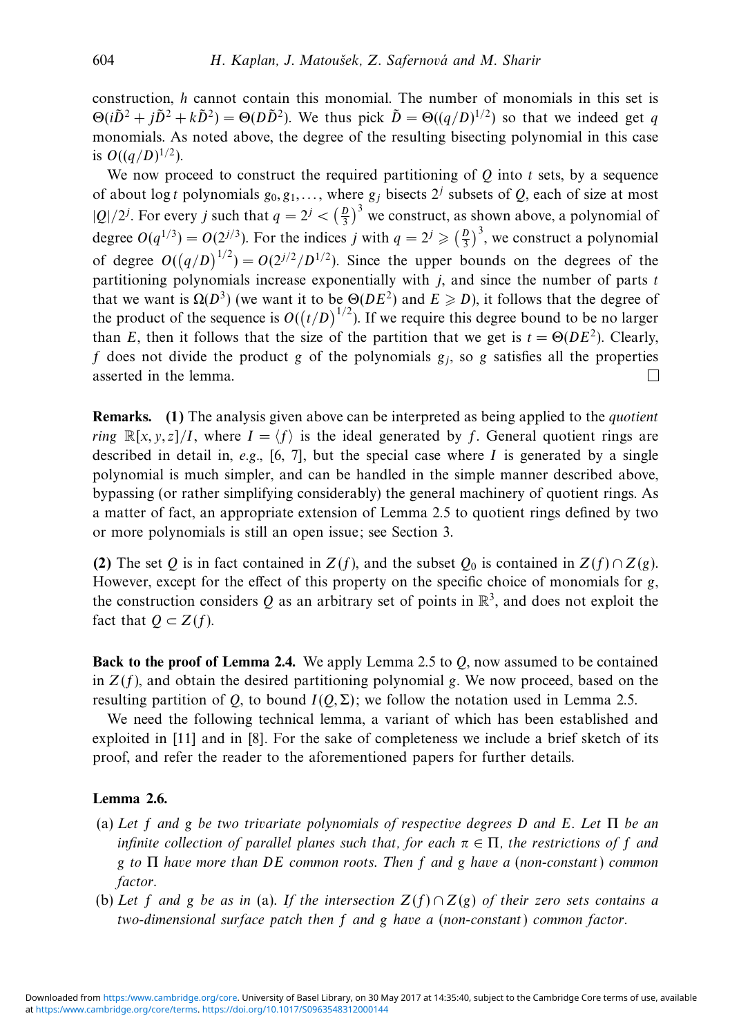construction, $h$ cannot contain this monomial. The number of monomials in this set is $\Theta(i\tilde{D}^2 + j\tilde{D}^2 + k\tilde{D}^2) = \Theta(D\tilde{D}^2)$. We thus pick $\tilde{D} = \Theta((q/D)^{1/2})$ so that we indeed get $q$ monomials. As noted above, the degree of the resulting bisecting polynomial in this case is $O((q/D)^{1/2})$.

We now proceed to construct the required partitioning of $Q$ into $t$ sets, by a sequence of about $\log t$ polynomials $g_0, g_1, \ldots$, where $g_j$ bisects $2^j$ subsets of $Q$, each of size at most $|Q|/2^j$. For every $j$ such that $q = 2^j < \left(\frac{D}{3}\right)^3$ we construct, as shown above, a polynomial of degree $O(q^{1/3}) = O(2^{j/3})$. For the indices $j$ with $q = 2^j \geqslant \left(\frac{D}{3}\right)^3$, we construct a polynomial of degree $O(\left(q/D\right)^{1/2}) = O(2^{j/2}/D^{1/2})$. Since the upper bounds on the degrees of the partitioning polynomials increase exponentially with $j$, and since the number of parts $t$ that we want is $\Omega(D^3)$ (we want it to be $\Theta(DE^2)$ and $E \geqslant D$), it follows that the degree of the product of the sequence is $O(\left(t/D\right)^{1/2})$. If we require this degree bound to be no larger than $E$, then it follows that the size of the partition that we get is $t = \Theta(DE^2)$. Clearly, $f$ does not divide the product $g$ of the polynomials $g_j$, so $g$ satisfies all the properties asserted in the lemma. $\square$

**Remarks.** **(1)** The analysis given above can be interpreted as being applied to the *quotient ring* $\mathbb{R}[x, y, z]/I$, where $I = \langle f \rangle$ is the ideal generated by $f$. General quotient rings are described in detail in, *e.g.*, [6, 7], but the special case where $I$ is generated by a single polynomial is much simpler, and can be handled in the simple manner described above, bypassing (or rather simplifying considerably) the general machinery of quotient rings. As a matter of fact, an appropriate extension of Lemma 2.5 to quotient rings defined by two or more polynomials is still an open issue; see Section 3.

**(2)** The set $Q$ is in fact contained in $Z(f)$, and the subset $Q_0$ is contained in $Z(f) \cap Z(g)$. However, except for the effect of this property on the specific choice of monomials for $g$, the construction considers $Q$ as an arbitrary set of points in $\mathbb{R}^3$, and does not exploit the fact that $Q \subset Z(f)$.

**Back to the proof of Lemma 2.4.** We apply Lemma 2.5 to $Q$, now assumed to be contained in $Z(f)$, and obtain the desired partitioning polynomial $g$. We now proceed, based on the resulting partition of $Q$, to bound $I(Q, \Sigma)$; we follow the notation used in Lemma 2.5.

We need the following technical lemma, a variant of which has been established and exploited in [11] and in [8]. For the sake of completeness we include a brief sketch of its proof, and refer the reader to the aforementioned papers for further details.

**Lemma 2.6.**

(a) *Let $f$ and $g$ be two trivariate polynomials of respective degrees $D$ and $E$. Let $\Pi$ be an infinite collection of parallel planes such that, for each $\pi \in \Pi$, the restrictions of $f$ and $g$ to $\Pi$ have more than $DE$ common roots. Then $f$ and $g$ have a (non-constant) common factor.*

(b) *Let $f$ and $g$ be as in (a). If the intersection $Z(f) \cap Z(g)$ of their zero sets contains a two-dimensional surface patch then $f$ and $g$ have a (non-constant) common factor.*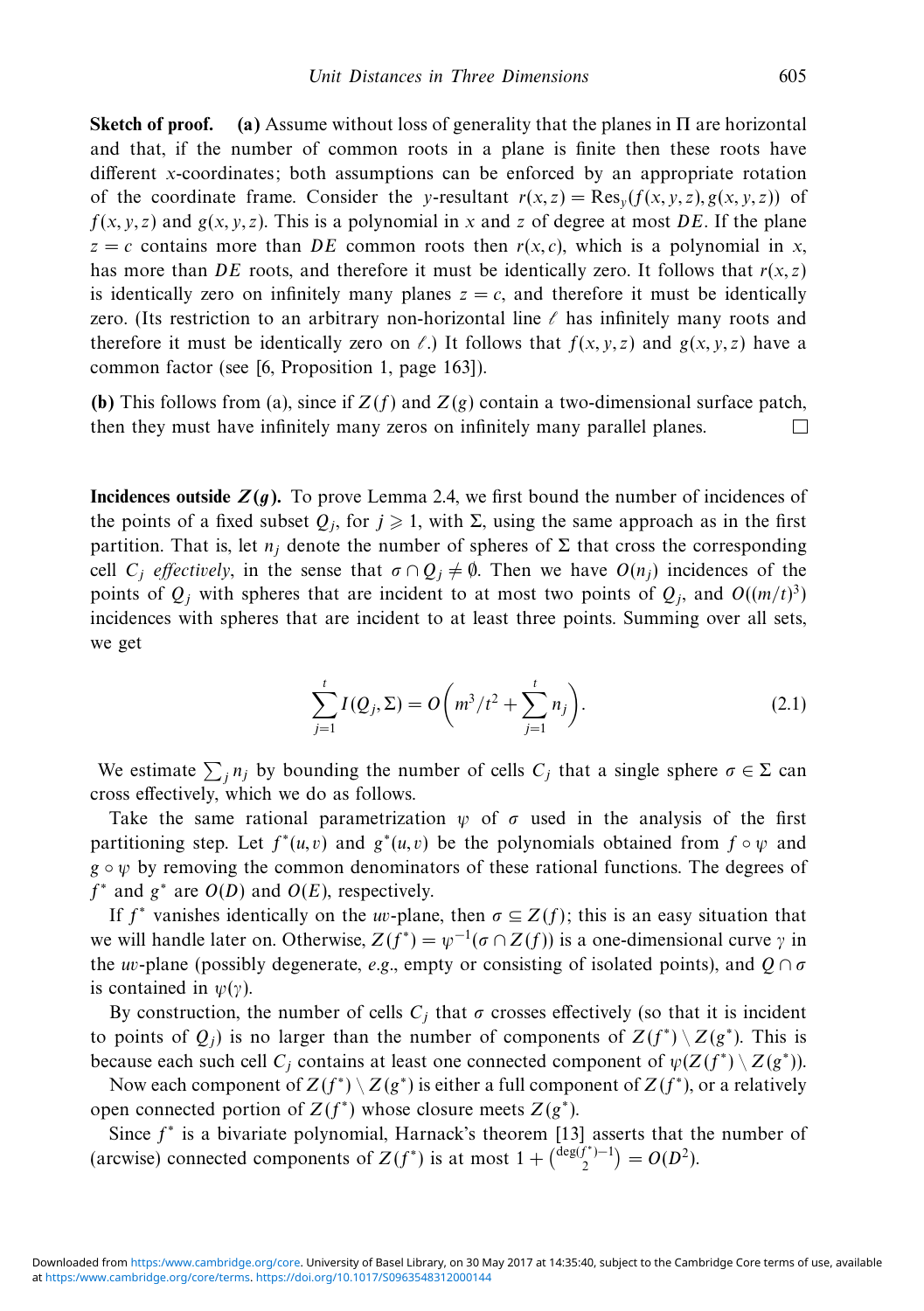**Sketch of proof.** **(a)** Assume without loss of generality that the planes in $\Pi$ are horizontal and that, if the number of common roots in a plane is finite then these roots have different $x$-coordinates; both assumptions can be enforced by an appropriate rotation of the coordinate frame. Consider the $y$-resultant $r(x,z) = \mathrm{Res}_y(f(x,y,z), g(x,y,z))$ of $f(x,y,z)$ and $g(x,y,z)$. This is a polynomial in $x$ and $z$ of degree at most $DE$. If the plane $z = c$ contains more than $DE$ common roots then $r(x,c)$, which is a polynomial in $x$, has more than $DE$ roots, and therefore it must be identically zero. It follows that $r(x,z)$ is identically zero on infinitely many planes $z = c$, and therefore it must be identically zero. (Its restriction to an arbitrary non-horizontal line $\ell$ has infinitely many roots and therefore it must be identically zero on $\ell$.) It follows that $f(x,y,z)$ and $g(x,y,z)$ have a common factor (see [6, Proposition 1, page 163]).

**(b)** This follows from (a), since if $Z(f)$ and $Z(g)$ contain a two-dimensional surface patch, then they must have infinitely many zeros on infinitely many parallel planes. □

**Incidences outside $Z(g)$.** To prove Lemma 2.4, we first bound the number of incidences of the points of a fixed subset $Q_j$, for $j \geqslant 1$, with $\Sigma$, using the same approach as in the first partition. That is, let $n_j$ denote the number of spheres of $\Sigma$ that cross the corresponding cell $C_j$ *effectively*, in the sense that $\sigma \cap Q_j \neq \emptyset$. Then we have $O(n_j)$ incidences of the points of $Q_j$ with spheres that are incident to at most two points of $Q_j$, and $O((m/t)^3)$ incidences with spheres that are incident to at least three points. Summing over all sets, we get

$$\sum_{j=1}^{t} I(Q_j, \Sigma) = O\left(m^3/t^2 + \sum_{j=1}^{t} n_j\right). \tag{2.1}$$

We estimate $\sum_j n_j$ by bounding the number of cells $C_j$ that a single sphere $\sigma \in \Sigma$ can cross effectively, which we do as follows.

Take the same rational parametrization $\psi$ of $\sigma$ used in the analysis of the first partitioning step. Let $f^*(u,v)$ and $g^*(u,v)$ be the polynomials obtained from $f \circ \psi$ and $g \circ \psi$ by removing the common denominators of these rational functions. The degrees of $f^*$ and $g^*$ are $O(D)$ and $O(E)$, respectively.

If $f^*$ vanishes identically on the $uv$-plane, then $\sigma \subseteq Z(f)$; this is an easy situation that we will handle later on. Otherwise, $Z(f^*) = \psi^{-1}(\sigma \cap Z(f))$ is a one-dimensional curve $\gamma$ in the $uv$-plane (possibly degenerate, *e.g.*, empty or consisting of isolated points), and $Q \cap \sigma$ is contained in $\psi(\gamma)$.

By construction, the number of cells $C_j$ that $\sigma$ crosses effectively (so that it is incident to points of $Q_j$) is no larger than the number of components of $Z(f^*) \setminus Z(g^*)$. This is because each such cell $C_j$ contains at least one connected component of $\psi(Z(f^*) \setminus Z(g^*))$.

Now each component of $Z(f^*) \setminus Z(g^*)$ is either a full component of $Z(f^*)$, or a relatively open connected portion of $Z(f^*)$ whose closure meets $Z(g^*)$.

Since $f^*$ is a bivariate polynomial, Harnack's theorem [13] asserts that the number of (arcwise) connected components of $Z(f^*)$ is at most $1 + \binom{\deg(f^*)-1}{2} = O(D^2)$.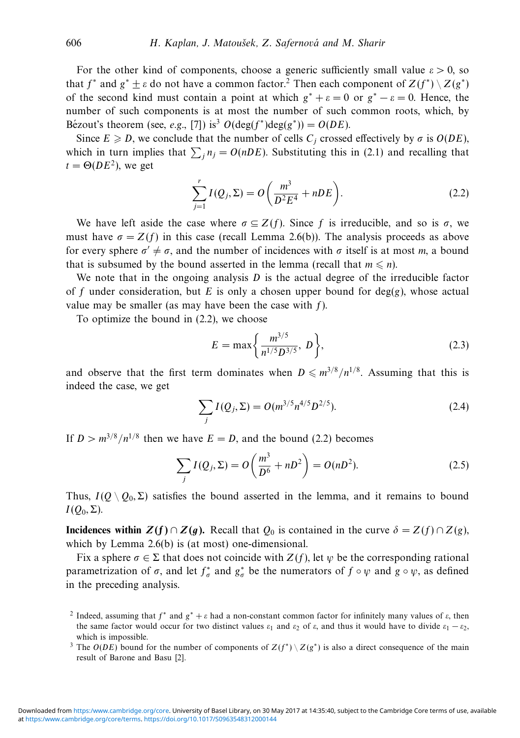For the other kind of components, choose a generic sufficiently small value $\varepsilon > 0$, so that $f^*$ and $g^* \pm \varepsilon$ do not have a common factor.[2] Then each component of $Z(f^*) \setminus Z(g^*)$ of the second kind must contain a point at which $g^* + \varepsilon = 0$ or $g^* - \varepsilon = 0$. Hence, the number of such components is at most the number of such common roots, which, by Bézout's theorem (see, *e.g.*, [7]) is[3] $O(\deg(f^*)\deg(g^*)) = O(DE)$.

Since $E \geqslant D$, we conclude that the number of cells $C_j$ crossed effectively by $\sigma$ is $O(DE)$, which in turn implies that $\sum_j n_j = O(nDE)$. Substituting this in (2.1) and recalling that $t = \Theta(DE^2)$, we get

$$\sum_{j=1}^{r} I(Q_j, \Sigma) = O\left(\frac{m^3}{D^2E^4} + nDE\right). \tag{2.2}$$

We have left aside the case where $\sigma \subseteq Z(f)$. Since $f$ is irreducible, and so is $\sigma$, we must have $\sigma = Z(f)$ in this case (recall Lemma 2.6(b)). The analysis proceeds as above for every sphere $\sigma' \neq \sigma$, and the number of incidences with $\sigma$ itself is at most $m$, a bound that is subsumed by the bound asserted in the lemma (recall that $m \leqslant n$).

We note that in the ongoing analysis $D$ is the actual degree of the irreducible factor of $f$ under consideration, but $E$ is only a chosen upper bound for $\deg(g)$, whose actual value may be smaller (as may have been the case with $f$).

To optimize the bound in (2.2), we choose

$$E = \max\left\{\frac{m^{3/5}}{n^{1/5}D^{3/5}},\ D\right\}, \tag{2.3}$$

and observe that the first term dominates when $D \leqslant m^{3/8}/n^{1/8}$. Assuming that this is indeed the case, we get

$$\sum_{j} I(Q_j, \Sigma) = O(m^{3/5}n^{4/5}D^{2/5}). \tag{2.4}$$

If $D > m^{3/8}/n^{1/8}$ then we have $E = D$, and the bound (2.2) becomes

$$\sum_{j} I(Q_j, \Sigma) = O\left(\frac{m^3}{D^6} + nD^2\right) = O(nD^2). \tag{2.5}$$

Thus, $I(Q \setminus Q_0, \Sigma)$ satisfies the bound asserted in the lemma, and it remains to bound $I(Q_0, \Sigma)$.

**Incidences within $Z(f) \cap Z(g)$.** Recall that $Q_0$ is contained in the curve $\delta = Z(f) \cap Z(g)$, which by Lemma 2.6(b) is (at most) one-dimensional.

Fix a sphere $\sigma \in \Sigma$ that does not coincide with $Z(f)$, let $\psi$ be the corresponding rational parametrization of $\sigma$, and let $f^*_\sigma$ and $g^*_\sigma$ be the numerators of $f \circ \psi$ and $g \circ \psi$, as defined in the preceding analysis.

[2] Indeed, assuming that $f^*$ and $g^* + \varepsilon$ had a non-constant common factor for infinitely many values of $\varepsilon$, then the same factor would occur for two distinct values $\varepsilon_1$ and $\varepsilon_2$ of $\varepsilon$, and thus it would have to divide $\varepsilon_1 - \varepsilon_2$, which is impossible.

[3] The $O(DE)$ bound for the number of components of $Z(f^*) \setminus Z(g^*)$ is also a direct consequence of the main result of Barone and Basu [2].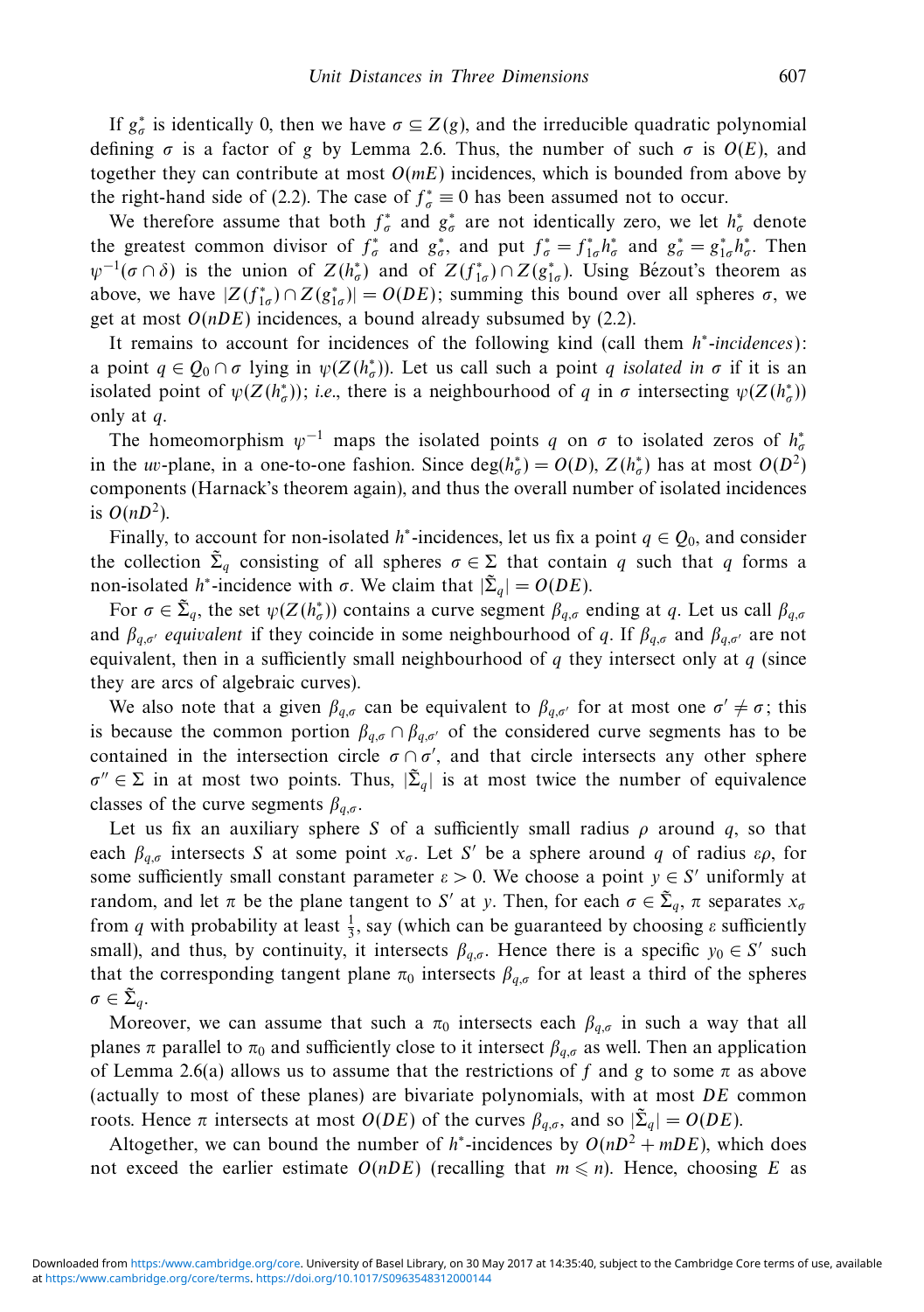If $g^*_\sigma$ is identically 0, then we have $\sigma \subseteq Z(g)$, and the irreducible quadratic polynomial defining $\sigma$ is a factor of $g$ by Lemma 2.6. Thus, the number of such $\sigma$ is $O(E)$, and together they can contribute at most $O(mE)$ incidences, which is bounded from above by the right-hand side of (2.2). The case of $f^*_\sigma \equiv 0$ has been assumed not to occur.

We therefore assume that both $f^*_\sigma$ and $g^*_\sigma$ are not identically zero, we let $h^*_\sigma$ denote the greatest common divisor of $f^*_\sigma$ and $g^*_\sigma$, and put $f^*_\sigma = f^*_{1\sigma} h^*_\sigma$ and $g^*_\sigma = g^*_{1\sigma} h^*_\sigma$. Then $\psi^{-1}(\sigma \cap \delta)$ is the union of $Z(h^*_\sigma)$ and of $Z(f^*_{1\sigma}) \cap Z(g^*_{1\sigma})$. Using Bézout's theorem as above, we have $|Z(f^*_{1\sigma}) \cap Z(g^*_{1\sigma})| = O(DE)$; summing this bound over all spheres $\sigma$, we get at most $O(nDE)$ incidences, a bound already subsumed by (2.2).

It remains to account for incidences of the following kind (call them $h^*$-*incidences*): a point $q \in Q_0 \cap \sigma$ lying in $\psi(Z(h^*_\sigma))$. Let us call such a point $q$ *isolated in* $\sigma$ if it is an isolated point of $\psi(Z(h^*_\sigma))$; *i.e.*, there is a neighbourhood of $q$ in $\sigma$ intersecting $\psi(Z(h^*_\sigma))$ only at $q$.

The homeomorphism $\psi^{-1}$ maps the isolated points $q$ on $\sigma$ to isolated zeros of $h^*_\sigma$ in the $uv$-plane, in a one-to-one fashion. Since $\deg(h^*_\sigma) = O(D)$, $Z(h^*_\sigma)$ has at most $O(D^2)$ components (Harnack's theorem again), and thus the overall number of isolated incidences is $O(nD^2)$.

Finally, to account for non-isolated $h^*$-incidences, let us fix a point $q \in Q_0$, and consider the collection $\tilde{\Sigma}_q$ consisting of all spheres $\sigma \in \Sigma$ that contain $q$ such that $q$ forms a non-isolated $h^*$-incidence with $\sigma$. We claim that $|\tilde{\Sigma}_q| = O(DE)$.

For $\sigma \in \tilde{\Sigma}_q$, the set $\psi(Z(h^*_\sigma))$ contains a curve segment $\beta_{q,\sigma}$ ending at $q$. Let us call $\beta_{q,\sigma}$ and $\beta_{q,\sigma'}$ *equivalent* if they coincide in some neighbourhood of $q$. If $\beta_{q,\sigma}$ and $\beta_{q,\sigma'}$ are not equivalent, then in a sufficiently small neighbourhood of $q$ they intersect only at $q$ (since they are arcs of algebraic curves).

We also note that a given $\beta_{q,\sigma}$ can be equivalent to $\beta_{q,\sigma'}$ for at most one $\sigma' \neq \sigma$; this is because the common portion $\beta_{q,\sigma} \cap \beta_{q,\sigma'}$ of the considered curve segments has to be contained in the intersection circle $\sigma \cap \sigma'$, and that circle intersects any other sphere $\sigma'' \in \Sigma$ in at most two points. Thus, $|\tilde{\Sigma}_q|$ is at most twice the number of equivalence classes of the curve segments $\beta_{q,\sigma}$.

Let us fix an auxiliary sphere $S$ of a sufficiently small radius $\rho$ around $q$, so that each $\beta_{q,\sigma}$ intersects $S$ at some point $x_\sigma$. Let $S'$ be a sphere around $q$ of radius $\varepsilon\rho$, for some sufficiently small constant parameter $\varepsilon > 0$. We choose a point $y \in S'$ uniformly at random, and let $\pi$ be the plane tangent to $S'$ at $y$. Then, for each $\sigma \in \tilde{\Sigma}_q$, $\pi$ separates $x_\sigma$ from $q$ with probability at least $\frac{1}{3}$, say (which can be guaranteed by choosing $\varepsilon$ sufficiently small), and thus, by continuity, it intersects $\beta_{q,\sigma}$. Hence there is a specific $y_0 \in S'$ such that the corresponding tangent plane $\pi_0$ intersects $\beta_{q,\sigma}$ for at least a third of the spheres $\sigma \in \tilde{\Sigma}_q$.

Moreover, we can assume that such a $\pi_0$ intersects each $\beta_{q,\sigma}$ in such a way that all planes $\pi$ parallel to $\pi_0$ and sufficiently close to it intersect $\beta_{q,\sigma}$ as well. Then an application of Lemma 2.6(a) allows us to assume that the restrictions of $f$ and $g$ to some $\pi$ as above (actually to most of these planes) are bivariate polynomials, with at most $DE$ common roots. Hence $\pi$ intersects at most $O(DE)$ of the curves $\beta_{q,\sigma}$, and so $|\tilde{\Sigma}_q| = O(DE)$.

Altogether, we can bound the number of $h^*$-incidences by $O(nD^2 + mDE)$, which does not exceed the earlier estimate $O(nDE)$ (recalling that $m \leqslant n$). Hence, choosing $E$ as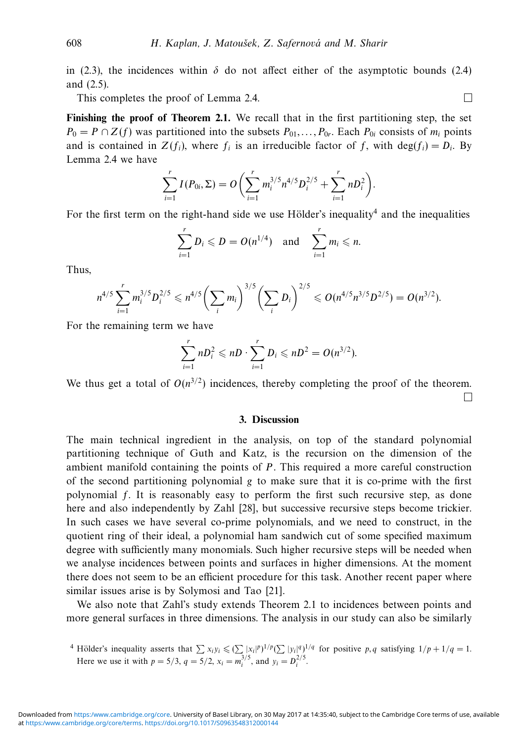in (2.3), the incidences within $\delta$ do not affect either of the asymptotic bounds (2.4) and (2.5).

This completes the proof of Lemma 2.4. $\square$

**Finishing the proof of Theorem 2.1.** We recall that in the first partitioning step, the set $P_0 = P \cap Z(f)$ was partitioned into the subsets $P_{01}, \ldots, P_{0r}$. Each $P_{0i}$ consists of $m_i$ points and is contained in $Z(f_i)$, where $f_i$ is an irreducible factor of $f$, with $\deg(f_i) = D_i$. By Lemma 2.4 we have

$$\sum_{i=1}^{r} I(P_{0i}, \Sigma) = O\left(\sum_{i=1}^{r} m_i^{3/5} n^{4/5} D_i^{2/5} + \sum_{i=1}^{r} n D_i^2\right).$$

For the first term on the right-hand side we use Hölder's inequality[4] and the inequalities

$$\sum_{i=1}^{r} D_i \leqslant D = O(n^{1/4}) \quad \text{and} \quad \sum_{i=1}^{r} m_i \leqslant n.$$

Thus,

$$n^{4/5} \sum_{i=1}^{r} m_i^{3/5} D_i^{2/5} \leqslant n^{4/5} \left(\sum_i m_i\right)^{3/5} \left(\sum_i D_i\right)^{2/5} \leqslant O(n^{4/5} n^{3/5} D^{2/5}) = O(n^{3/2}).$$

For the remaining term we have

$$\sum_{i=1}^{r} n D_i^2 \leqslant nD \cdot \sum_{i=1}^{r} D_i \leqslant nD^2 = O(n^{3/2}).$$

We thus get a total of $O(n^{3/2})$ incidences, thereby completing the proof of the theorem. $\square$

## 3. Discussion

The main technical ingredient in the analysis, on top of the standard polynomial partitioning technique of Guth and Katz, is the recursion on the dimension of the ambient manifold containing the points of $P$. This required a more careful construction of the second partitioning polynomial $g$ to make sure that it is co-prime with the first polynomial $f$. It is reasonably easy to perform the first such recursive step, as done here and also independently by Zahl [28], but successive recursive steps become trickier. In such cases we have several co-prime polynomials, and we need to construct, in the quotient ring of their ideal, a polynomial ham sandwich cut of some specified maximum degree with sufficiently many monomials. Such higher recursive steps will be needed when we analyse incidences between points and surfaces in higher dimensions. At the moment there does not seem to be an efficient procedure for this task. Another recent paper where similar issues arise is by Solymosi and Tao [21].

We also note that Zahl's study extends Theorem 2.1 to incidences between points and more general surfaces in three dimensions. The analysis in our study can also be similarly

[4] Hölder's inequality asserts that $\sum x_i y_i \leqslant (\sum |x_i|^p)^{1/p} (\sum |y_i|^q)^{1/q}$ for positive $p, q$ satisfying $1/p + 1/q = 1$. Here we use it with $p = 5/3$, $q = 5/2$, $x_i = m_i^{3/5}$, and $y_i = D_i^{2/5}$.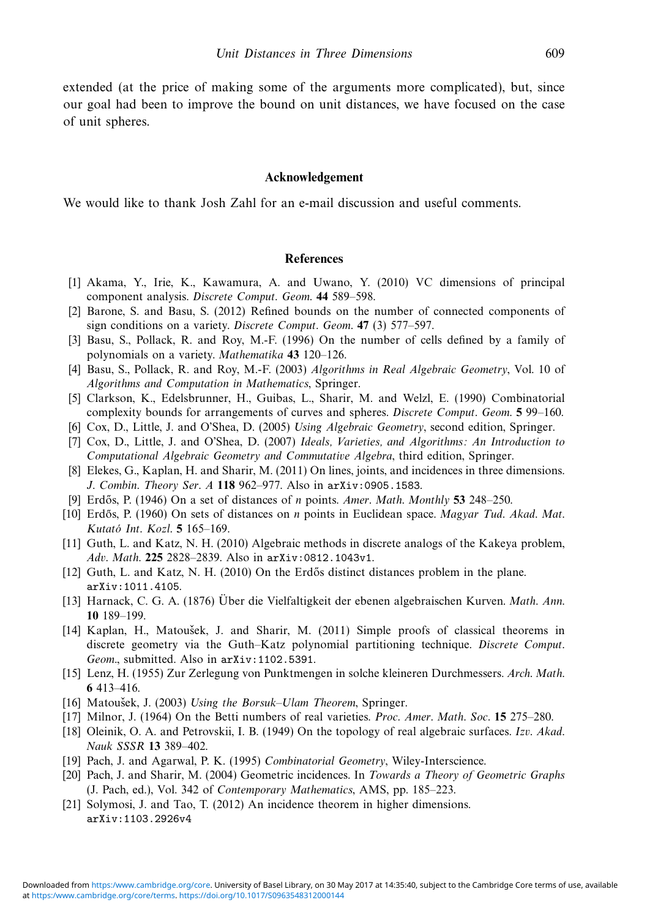extended (at the price of making some of the arguments more complicated), but, since our goal had been to improve the bound on unit distances, we have focused on the case of unit spheres.

## Acknowledgement

We would like to thank Josh Zahl for an e-mail discussion and useful comments.

## References

[1] Akama, Y., Irie, K., Kawamura, A. and Uwano, Y. (2010) VC dimensions of principal component analysis. *Discrete Comput. Geom.* **44** 589–598.

[2] Barone, S. and Basu, S. (2012) Refined bounds on the number of connected components of sign conditions on a variety. *Discrete Comput. Geom.* **47** (3) 577–597.

[3] Basu, S., Pollack, R. and Roy, M.-F. (1996) On the number of cells defined by a family of polynomials on a variety. *Mathematika* **43** 120–126.

[4] Basu, S., Pollack, R. and Roy, M.-F. (2003) *Algorithms in Real Algebraic Geometry*, Vol. 10 of *Algorithms and Computation in Mathematics*, Springer.

[5] Clarkson, K., Edelsbrunner, H., Guibas, L., Sharir, M. and Welzl, E. (1990) Combinatorial complexity bounds for arrangements of curves and spheres. *Discrete Comput. Geom.* **5** 99–160.

[6] Cox, D., Little, J. and O'Shea, D. (2005) *Using Algebraic Geometry*, second edition, Springer.

[7] Cox, D., Little, J. and O'Shea, D. (2007) *Ideals, Varieties, and Algorithms: An Introduction to Computational Algebraic Geometry and Commutative Algebra*, third edition, Springer.

[8] Elekes, G., Kaplan, H. and Sharir, M. (2011) On lines, joints, and incidences in three dimensions. *J. Combin. Theory Ser. A* **118** 962–977. Also in arXiv:0905.1583.

[9] Erdős, P. (1946) On a set of distances of $n$ points. *Amer. Math. Monthly* **53** 248–250.

[10] Erdős, P. (1960) On sets of distances on $n$ points in Euclidean space. *Magyar Tud. Akad. Mat. Kutató Int. Kozl.* **5** 165–169.

[11] Guth, L. and Katz, N. H. (2010) Algebraic methods in discrete analogs of the Kakeya problem, *Adv. Math.* **225** 2828–2839. Also in arXiv:0812.1043v1.

[12] Guth, L. and Katz, N. H. (2010) On the Erdős distinct distances problem in the plane. arXiv:1011.4105.

[13] Harnack, C. G. A. (1876) Über die Vielfaltigkeit der ebenen algebraischen Kurven. *Math. Ann.* **10** 189–199.

[14] Kaplan, H., Matoušek, J. and Sharir, M. (2011) Simple proofs of classical theorems in discrete geometry via the Guth–Katz polynomial partitioning technique. *Discrete Comput. Geom.*, submitted. Also in arXiv:1102.5391.

[15] Lenz, H. (1955) Zur Zerlegung von Punktmengen in solche kleineren Durchmessers. *Arch. Math.* **6** 413–416.

[16] Matoušek, J. (2003) *Using the Borsuk–Ulam Theorem*, Springer.

[17] Milnor, J. (1964) On the Betti numbers of real varieties. *Proc. Amer. Math. Soc.* **15** 275–280.

[18] Oleinik, O. A. and Petrovskii, I. B. (1949) On the topology of real algebraic surfaces. *Izv. Akad. Nauk SSSR* **13** 389–402.

[19] Pach, J. and Agarwal, P. K. (1995) *Combinatorial Geometry*, Wiley-Interscience.

[20] Pach, J. and Sharir, M. (2004) Geometric incidences. In *Towards a Theory of Geometric Graphs* (J. Pach, ed.), Vol. 342 of *Contemporary Mathematics*, AMS, pp. 185–223.

[21] Solymosi, J. and Tao, T. (2012) An incidence theorem in higher dimensions. arXiv:1103.2926v4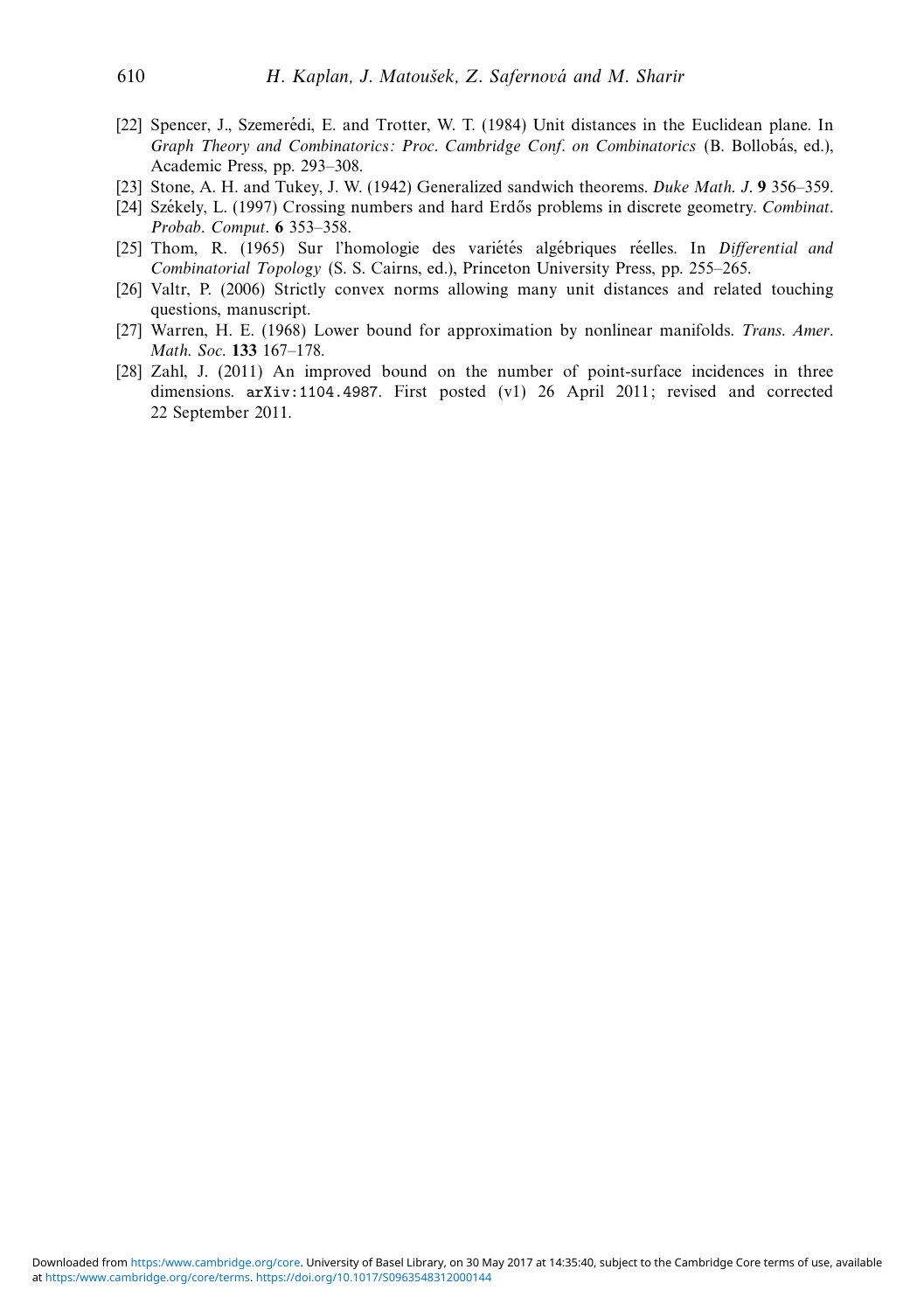[22] Spencer, J., Szemerédi, E. and Trotter, W. T. (1984) Unit distances in the Euclidean plane. In *Graph Theory and Combinatorics: Proc. Cambridge Conf. on Combinatorics* (B. Bollobás, ed.), Academic Press, pp. 293–308.

[23] Stone, A. H. and Tukey, J. W. (1942) Generalized sandwich theorems. *Duke Math. J.* **9** 356–359.

[24] Székely, L. (1997) Crossing numbers and hard Erdős problems in discrete geometry. *Combinat. Probab. Comput.* **6** 353–358.

[25] Thom, R. (1965) Sur l'homologie des variétés algébriques réelles. In *Differential and Combinatorial Topology* (S. S. Cairns, ed.), Princeton University Press, pp. 255–265.

[26] Valtr, P. (2006) Strictly convex norms allowing many unit distances and related touching questions, manuscript.

[27] Warren, H. E. (1968) Lower bound for approximation by nonlinear manifolds. *Trans. Amer. Math. Soc.* **133** 167–178.

[28] Zahl, J. (2011) An improved bound on the number of point-surface incidences in three dimensions. arXiv:1104.4987. First posted (v1) 26 April 2011; revised and corrected 22 September 2011.